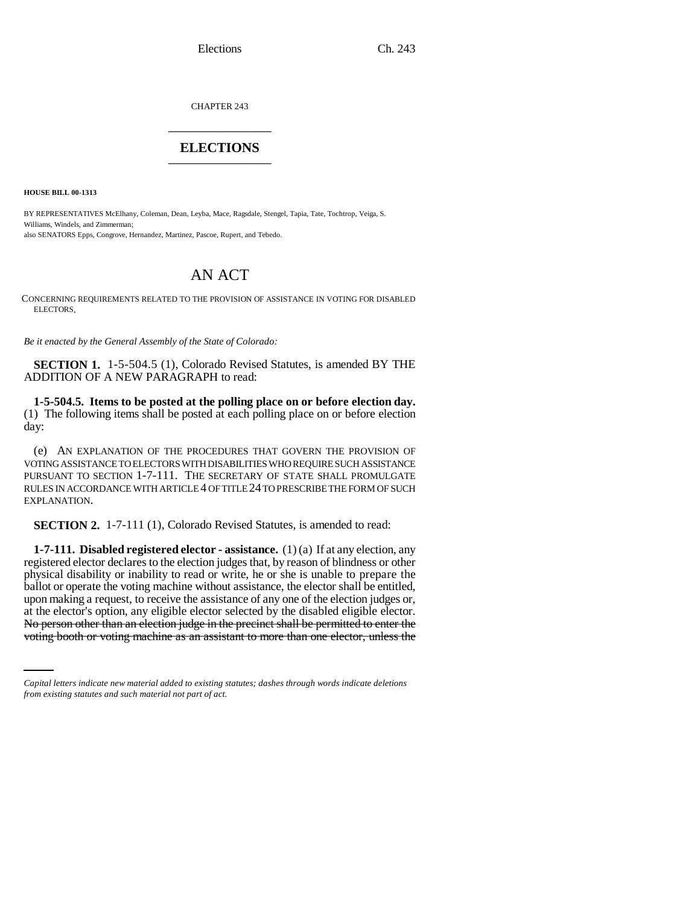CHAPTER 243

# ELECTIONS

**HOUSE BILL 00-1313**

BY REPRESENTATIVES McElhany, Coleman, Dean, Leyba, Mace, Ragsdale, Stengel, Tapia, Tate, Tochtrop, Veiga, S. Williams, Windels, and Zimmerman;
also SENATORS Epps, Congrove, Hernandez, Martinez, Pascoe, Rupert, and Tebedo.

# AN ACT

CONCERNING REQUIREMENTS RELATED TO THE PROVISION OF ASSISTANCE IN VOTING FOR DISABLED ELECTORS.

*Be it enacted by the General Assembly of the State of Colorado:*

**SECTION 1.** 1-5-504.5 (1), Colorado Revised Statutes, is amended BY THE ADDITION OF A NEW PARAGRAPH to read:

**1-5-504.5. Items to be posted at the polling place on or before election day.** (1) The following items shall be posted at each polling place on or before election day:

(e) AN EXPLANATION OF THE PROCEDURES THAT GOVERN THE PROVISION OF VOTING ASSISTANCE TO ELECTORS WITH DISABILITIES WHO REQUIRE SUCH ASSISTANCE PURSUANT TO SECTION 1-7-111. THE SECRETARY OF STATE SHALL PROMULGATE RULES IN ACCORDANCE WITH ARTICLE 4 OF TITLE 24 TO PRESCRIBE THE FORM OF SUCH EXPLANATION.

**SECTION 2.** 1-7-111 (1), Colorado Revised Statutes, is amended to read:

**1-7-111. Disabled registered elector - assistance.** (1) (a) If at any election, any registered elector declares to the election judges that, by reason of blindness or other physical disability or inability to read or write, he or she is unable to prepare the ballot or operate the voting machine without assistance, the elector shall be entitled, upon making a request, to receive the assistance of any one of the election judges or, at the elector's option, any eligible elector selected by the disabled eligible elector. ~~No person other than an election judge in the precinct shall be permitted to enter the voting booth or voting machine as an assistant to more than one elector, unless the~~

*Capital letters indicate new material added to existing statutes; dashes through words indicate deletions from existing statutes and such material not part of act.*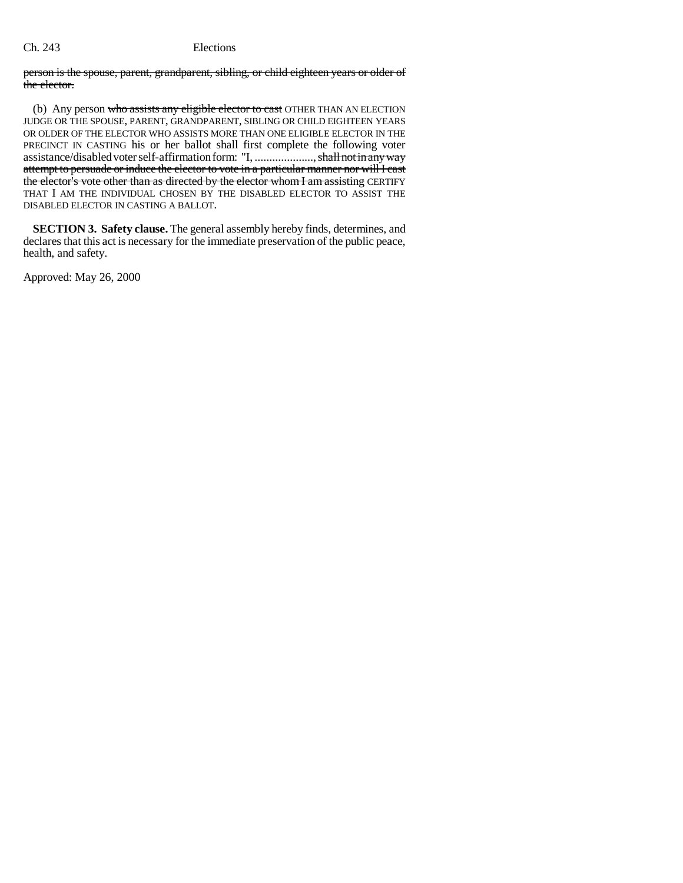~~person is the spouse, parent, grandparent, sibling, or child eighteen years or older of the elector.~~

(b) Any person ~~who assists any eligible elector to cast~~ OTHER THAN AN ELECTION JUDGE OR THE SPOUSE, PARENT, GRANDPARENT, SIBLING OR CHILD EIGHTEEN YEARS OR OLDER OF THE ELECTOR WHO ASSISTS MORE THAN ONE ELIGIBLE ELECTOR IN THE PRECINCT IN CASTING his or her ballot shall first complete the following voter assistance/disabled voter self-affirmation form: "I, ...................., ~~shall not in any way attempt to persuade or induce the elector to vote in a particular manner nor will I cast the elector's vote other than as directed by the elector whom I am assisting~~ CERTIFY THAT I AM THE INDIVIDUAL CHOSEN BY THE DISABLED ELECTOR TO ASSIST THE DISABLED ELECTOR IN CASTING A BALLOT.

**SECTION 3. Safety clause.** The general assembly hereby finds, determines, and declares that this act is necessary for the immediate preservation of the public peace, health, and safety.

Approved: May 26, 2000